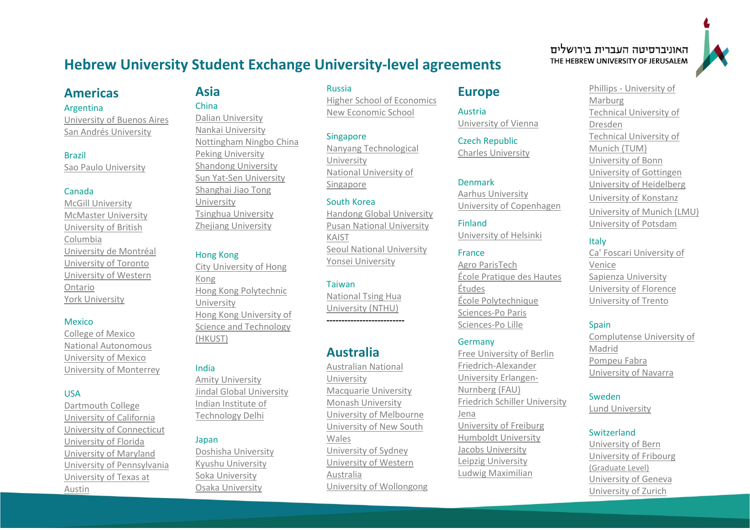האוניברסיטה העברית בירושלים
THE HEBREW UNIVERSITY OF JERUSALEM

# Hebrew University Student Exchange University-level agreements

## Americas

### Argentina
- University of Buenos Aires
- San Andrés University

### Brazil
- Sao Paulo University

### Canada
- McGill University
- McMaster University
- University of British Columbia
- University de Montréal
- University of Toronto
- University of Western Ontario
- York University

### Mexico
- College of Mexico
- National Autonomous University of Mexico
- University of Monterrey

### USA
- Dartmouth College
- University of California
- University of Connecticut
- University of Florida
- University of Maryland
- University of Pennsylvania
- University of Texas at Austin

## Asia

### China
- Dalian University
- Nankai University
- Nottingham Ningbo China
- Peking University
- Shandong University
- Sun Yat-Sen University
- Shanghai Jiao Tong University
- Tsinghua University
- Zhejiang University

### Hong Kong
- City University of Hong Kong
- Hong Kong Polytechnic University
- Hong Kong University of Science and Technology (HKUST)

### India
- Amity University
- Jindal Global University
- Indian Institute of Technology Delhi

### Japan
- Doshisha University
- Kyushu University
- Soka University
- Osaka University

### Russia
- Higher School of Economics
- New Economic School

### Singapore
- Nanyang Technological University
- National University of Singapore

### South Korea
- Handong Global University
- Pusan National University
- KAIST
- Seoul National University
- Yonsei University

### Taiwan
- National Tsing Hua University (NTHU)

---

## Australia
- Australian National University
- Macquarie University
- Monash University
- University of Melbourne
- University of New South Wales
- University of Sydney
- University of Western Australia
- University of Wollongong

## Europe

### Austria
- University of Vienna

### Czech Republic
- Charles University

### Denmark
- Aarhus University
- University of Copenhagen

### Finland
- University of Helsinki

### France
- Agro ParisTech
- École Pratique des Hautes Études
- École Polytechnique
- Sciences-Po Paris
- Sciences-Po Lille

### Germany
- Free University of Berlin
- Friedrich-Alexander University Erlangen-Nurnberg (FAU)
- Friedrich Schiller University Jena
- University of Freiburg
- Humboldt University
- Jacobs University
- Leipzig University
- Ludwig Maximilian
- Phillips - University of Marburg
- Technical University of Dresden
- Technical University of Munich (TUM)
- University of Bonn
- University of Gottingen
- University of Heidelberg
- University of Konstanz
- University of Munich (LMU)
- University of Potsdam

### Italy
- Ca' Foscari University of Venice
- Sapienza University
- University of Florence
- University of Trento

### Spain
- Complutense University of Madrid
- Pompeu Fabra
- University of Navarra

### Sweden
- Lund University

### Switzerland
- University of Bern
- University of Fribourg (Graduate Level)
- University of Geneva
- University of Zurich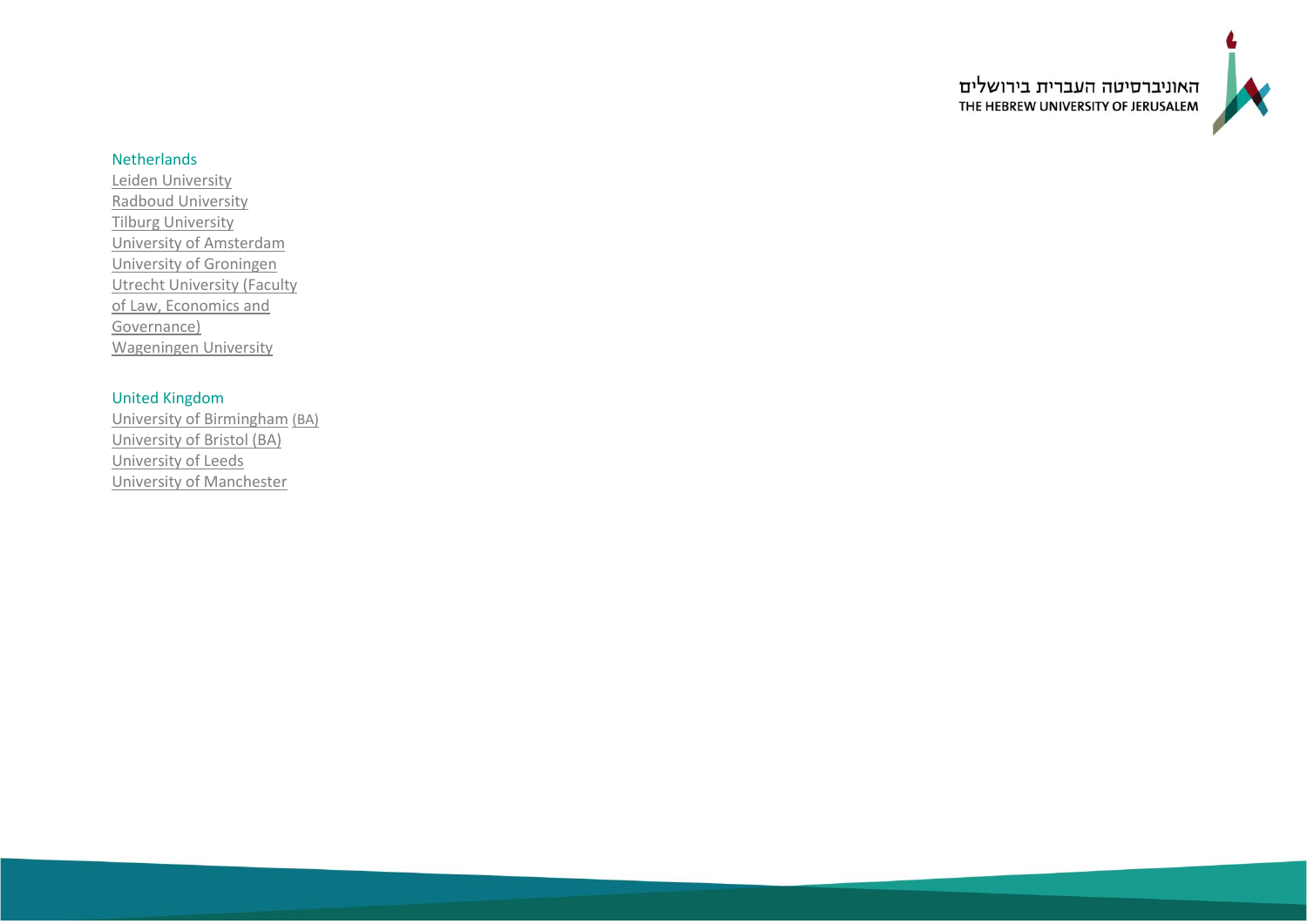### Netherlands

- Leiden University
- Radboud University
- Tilburg University
- University of Amsterdam
- University of Groningen
- Utrecht University (Faculty of Law, Economics and Governance)
- Wageningen University

### United Kingdom

- University of Birmingham (BA)
- University of Bristol (BA)
- University of Leeds
- University of Manchester